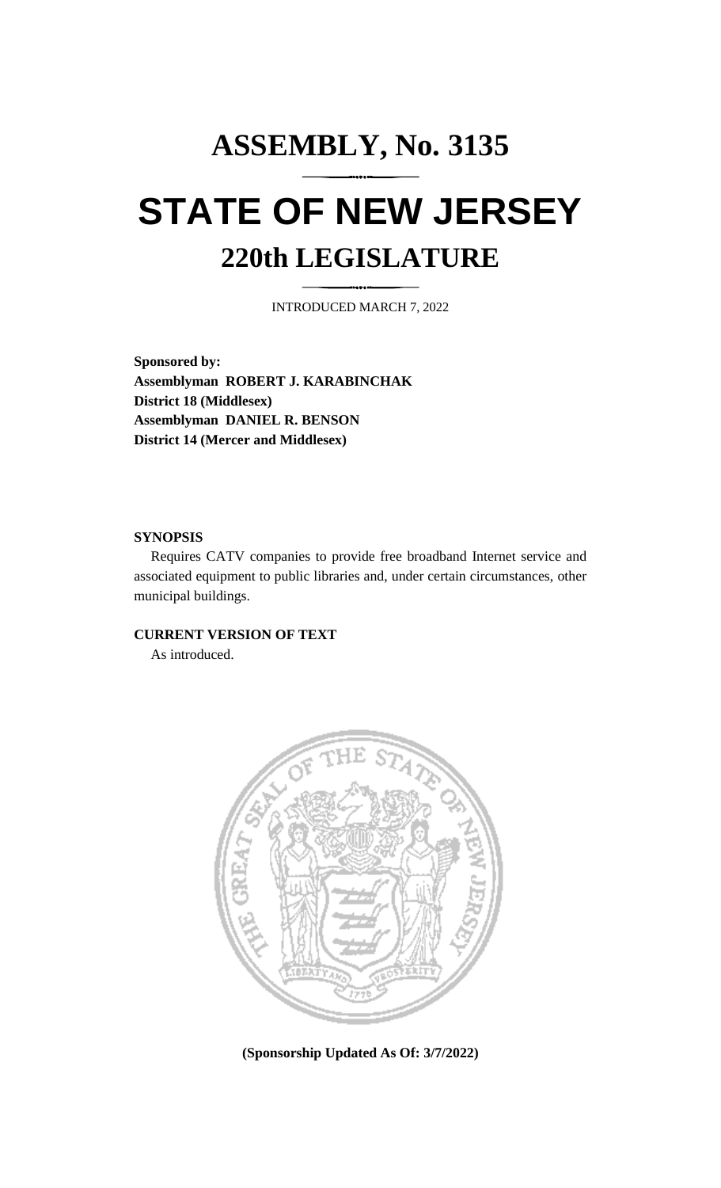# ASSEMBLY, No. 3135

# STATE OF NEW JERSEY

## 220th LEGISLATURE

INTRODUCED MARCH 7, 2022

**Sponsored by:**
**Assemblyman ROBERT J. KARABINCHAK**
**District 18 (Middlesex)**
**Assemblyman DANIEL R. BENSON**
**District 14 (Mercer and Middlesex)**

**SYNOPSIS**

Requires CATV companies to provide free broadband Internet service and associated equipment to public libraries and, under certain circumstances, other municipal buildings.

**CURRENT VERSION OF TEXT**

As introduced.

**(Sponsorship Updated As Of: 3/7/2022)**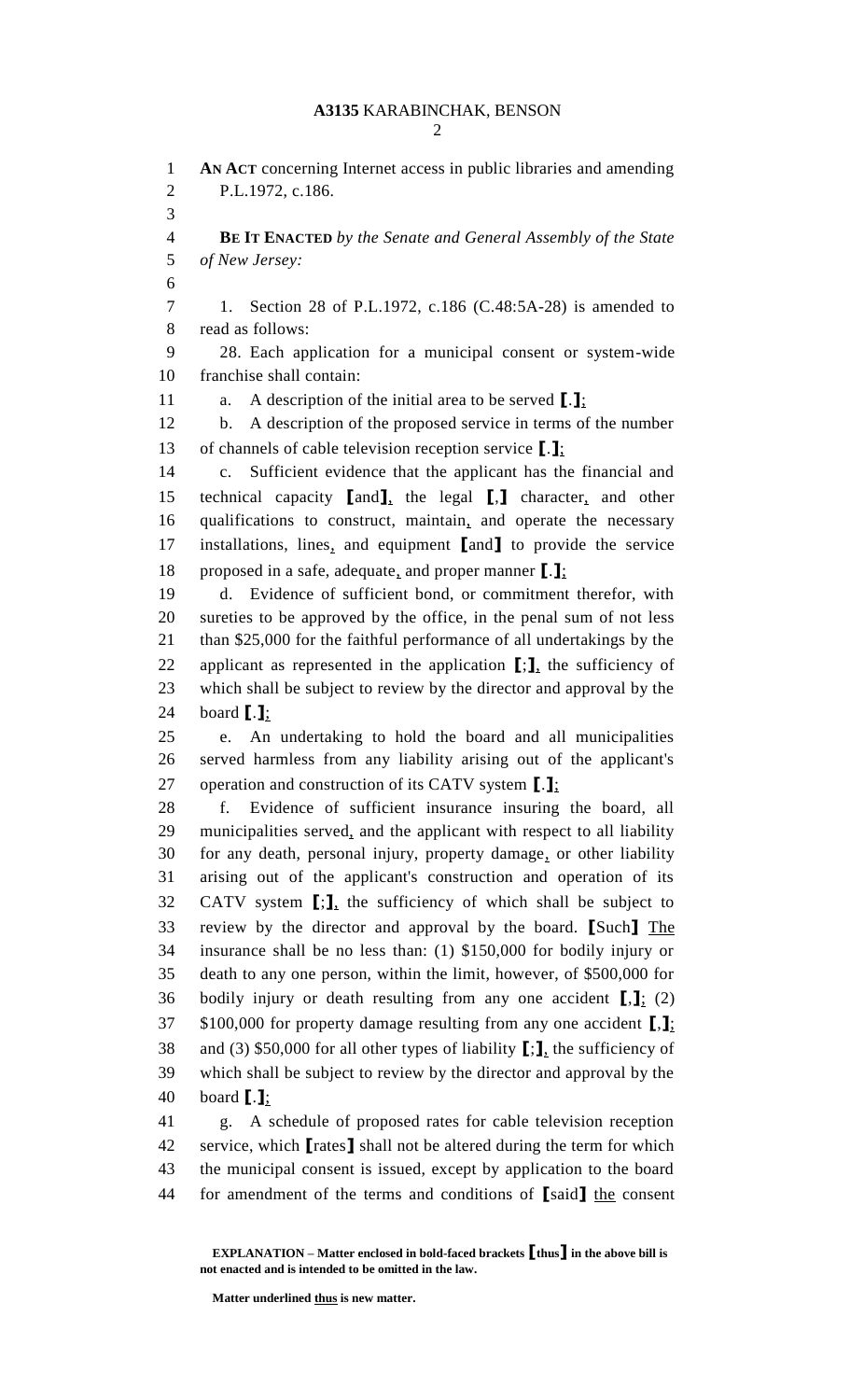**AN ACT** concerning Internet access in public libraries and amending P.L.1972, c.186.

**BE IT ENACTED** *by the Senate and General Assembly of the State of New Jersey:*

1. Section 28 of P.L.1972, c.186 (C.48:5A-28) is amended to read as follows:

28. Each application for a municipal consent or system-wide franchise shall contain:

a. A description of the initial area to be served **[**.**]**<u>;</u>

b. A description of the proposed service in terms of the number of channels of cable television reception service **[**.**]**<u>;</u>

c. Sufficient evidence that the applicant has the financial and technical capacity **[**and**]**<u>,</u> the legal **[**,**]** character<u>,</u> and other qualifications to construct, maintain<u>,</u> and operate the necessary installations, lines<u>,</u> and equipment **[**and**]** to provide the service proposed in a safe, adequate<u>,</u> and proper manner **[**.**]**<u>;</u>

d. Evidence of sufficient bond, or commitment therefor, with sureties to be approved by the office, in the penal sum of not less than $25,000 for the faithful performance of all undertakings by the applicant as represented in the application **[**;**]**<u>,</u> the sufficiency of which shall be subject to review by the director and approval by the board **[**.**]**<u>;</u>

e. An undertaking to hold the board and all municipalities served harmless from any liability arising out of the applicant's operation and construction of its CATV system **[**.**]**<u>;</u>

f. Evidence of sufficient insurance insuring the board, all municipalities served<u>,</u> and the applicant with respect to all liability for any death, personal injury, property damage<u>,</u> or other liability arising out of the applicant's construction and operation of its CATV system **[**;**]**<u>,</u> the sufficiency of which shall be subject to review by the director and approval by the board. **[**Such**]** <u>The</u> insurance shall be no less than: (1) $150,000 for bodily injury or death to any one person, within the limit, however, of $500,000 for bodily injury or death resulting from any one accident **[**,**]**<u>;</u> (2) $100,000 for property damage resulting from any one accident **[**,**]**<u>;</u> and (3) $50,000 for all other types of liability **[**;**]**<u>,</u> the sufficiency of which shall be subject to review by the director and approval by the board **[**.**]**<u>;</u>

g. A schedule of proposed rates for cable television reception service, which **[**rates**]** shall not be altered during the term for which the municipal consent is issued, except by application to the board for amendment of the terms and conditions of **[**said**]** <u>the</u> consent

**EXPLANATION – Matter enclosed in bold-faced brackets [thus] in the above bill is not enacted and is intended to be omitted in the law.**

**Matter underlined <u>thus</u> is new matter.**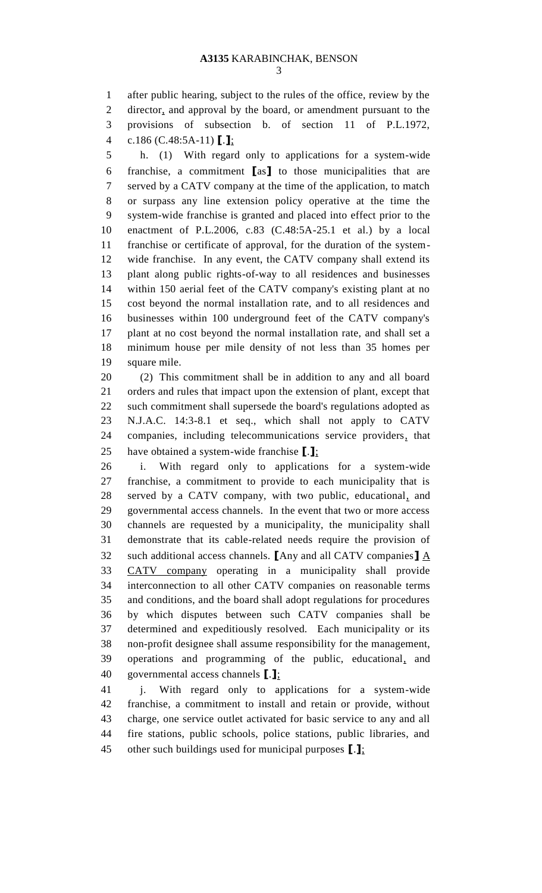after public hearing, subject to the rules of the office, review by the director, and approval by the board, or amendment pursuant to the provisions of subsection b. of section 11 of P.L.1972, c.186 (C.48:5A-11) [.];

h. (1) With regard only to applications for a system-wide franchise, a commitment [as] to those municipalities that are served by a CATV company at the time of the application, to match or surpass any line extension policy operative at the time the system-wide franchise is granted and placed into effect prior to the enactment of P.L.2006, c.83 (C.48:5A-25.1 et al.) by a local franchise or certificate of approval, for the duration of the system-wide franchise. In any event, the CATV company shall extend its plant along public rights-of-way to all residences and businesses within 150 aerial feet of the CATV company's existing plant at no cost beyond the normal installation rate, and to all residences and businesses within 100 underground feet of the CATV company's plant at no cost beyond the normal installation rate, and shall set a minimum house per mile density of not less than 35 homes per square mile.

(2) This commitment shall be in addition to any and all board orders and rules that impact upon the extension of plant, except that such commitment shall supersede the board's regulations adopted as N.J.A.C. 14:3-8.1 et seq., which shall not apply to CATV companies, including telecommunications service providers, that have obtained a system-wide franchise [.];

i. With regard only to applications for a system-wide franchise, a commitment to provide to each municipality that is served by a CATV company, with two public, educational, and governmental access channels. In the event that two or more access channels are requested by a municipality, the municipality shall demonstrate that its cable-related needs require the provision of such additional access channels. [Any and all CATV companies] A CATV company operating in a municipality shall provide interconnection to all other CATV companies on reasonable terms and conditions, and the board shall adopt regulations for procedures by which disputes between such CATV companies shall be determined and expeditiously resolved. Each municipality or its non-profit designee shall assume responsibility for the management, operations and programming of the public, educational, and governmental access channels [.];

j. With regard only to applications for a system-wide franchise, a commitment to install and retain or provide, without charge, one service outlet activated for basic service to any and all fire stations, public schools, police stations, public libraries, and other such buildings used for municipal purposes [.];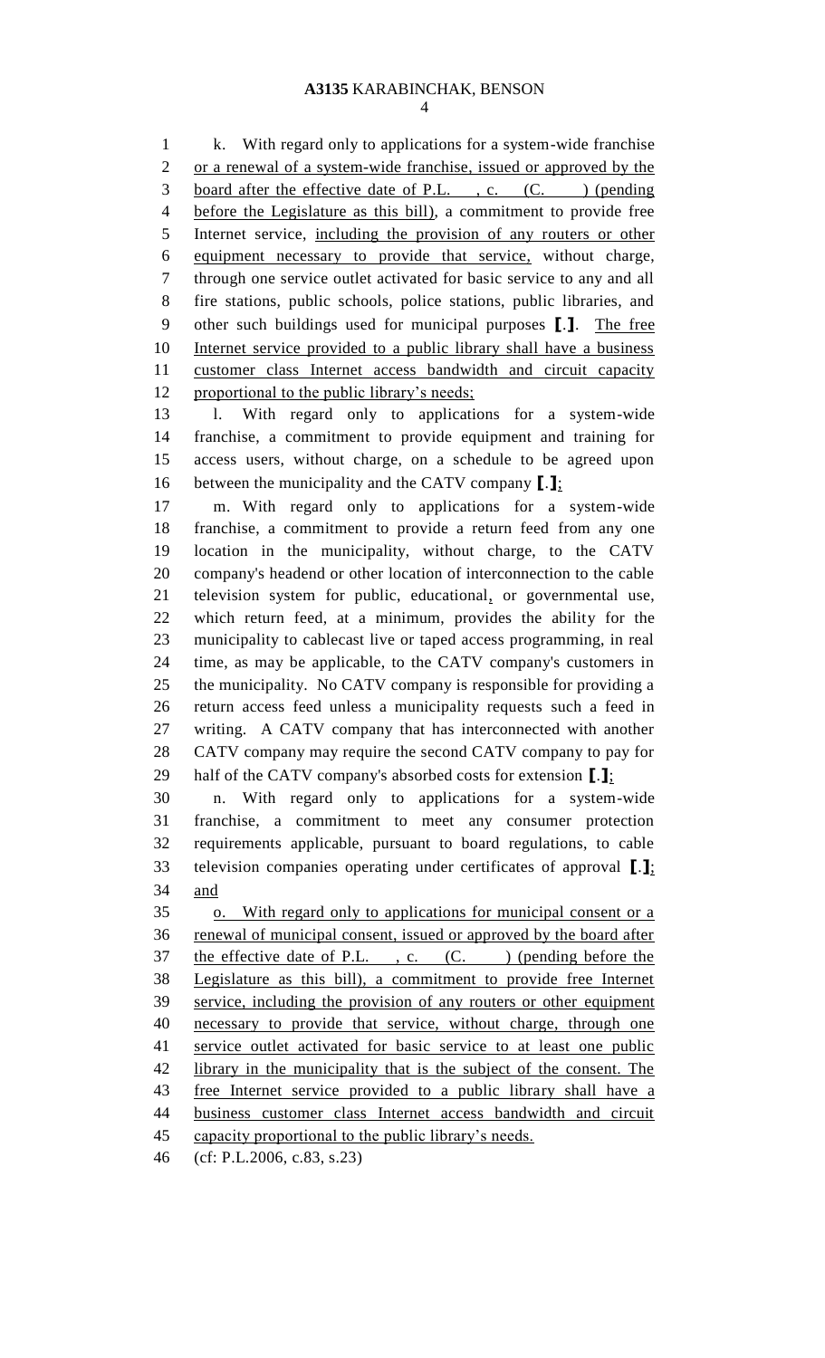k. With regard only to applications for a system-wide franchise or a renewal of a system-wide franchise, issued or approved by the board after the effective date of P.L. , c. (C. ) (pending before the Legislature as this bill), a commitment to provide free Internet service, including the provision of any routers or other equipment necessary to provide that service, without charge, through one service outlet activated for basic service to any and all fire stations, public schools, police stations, public libraries, and other such buildings used for municipal purposes [.]. The free Internet service provided to a public library shall have a business customer class Internet access bandwidth and circuit capacity proportional to the public library's needs;

l. With regard only to applications for a system-wide franchise, a commitment to provide equipment and training for access users, without charge, on a schedule to be agreed upon between the municipality and the CATV company [.];

m. With regard only to applications for a system-wide franchise, a commitment to provide a return feed from any one location in the municipality, without charge, to the CATV company's headend or other location of interconnection to the cable television system for public, educational, or governmental use, which return feed, at a minimum, provides the ability for the municipality to cablecast live or taped access programming, in real time, as may be applicable, to the CATV company's customers in the municipality. No CATV company is responsible for providing a return access feed unless a municipality requests such a feed in writing. A CATV company that has interconnected with another CATV company may require the second CATV company to pay for half of the CATV company's absorbed costs for extension [.];

n. With regard only to applications for a system-wide franchise, a commitment to meet any consumer protection requirements applicable, pursuant to board regulations, to cable television companies operating under certificates of approval [.]; and

o. With regard only to applications for municipal consent or a renewal of municipal consent, issued or approved by the board after the effective date of P.L. , c. (C. ) (pending before the Legislature as this bill), a commitment to provide free Internet service, including the provision of any routers or other equipment necessary to provide that service, without charge, through one service outlet activated for basic service to at least one public library in the municipality that is the subject of the consent. The free Internet service provided to a public library shall have a business customer class Internet access bandwidth and circuit capacity proportional to the public library's needs.

(cf: P.L.2006, c.83, s.23)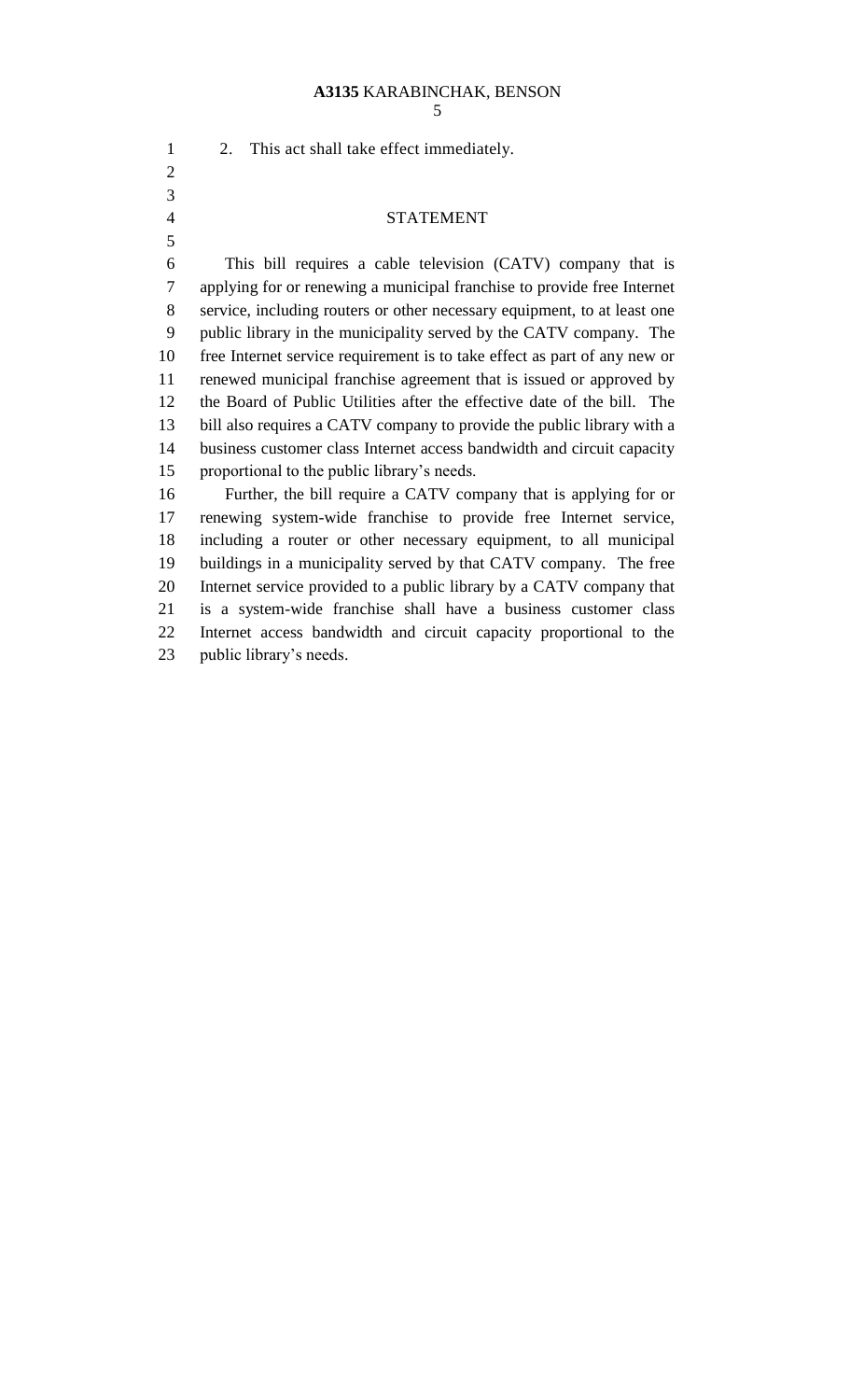2. This act shall take effect immediately.

STATEMENT

This bill requires a cable television (CATV) company that is applying for or renewing a municipal franchise to provide free Internet service, including routers or other necessary equipment, to at least one public library in the municipality served by the CATV company. The free Internet service requirement is to take effect as part of any new or renewed municipal franchise agreement that is issued or approved by the Board of Public Utilities after the effective date of the bill. The bill also requires a CATV company to provide the public library with a business customer class Internet access bandwidth and circuit capacity proportional to the public library's needs.

Further, the bill require a CATV company that is applying for or renewing system-wide franchise to provide free Internet service, including a router or other necessary equipment, to all municipal buildings in a municipality served by that CATV company. The free Internet service provided to a public library by a CATV company that is a system-wide franchise shall have a business customer class Internet access bandwidth and circuit capacity proportional to the public library's needs.